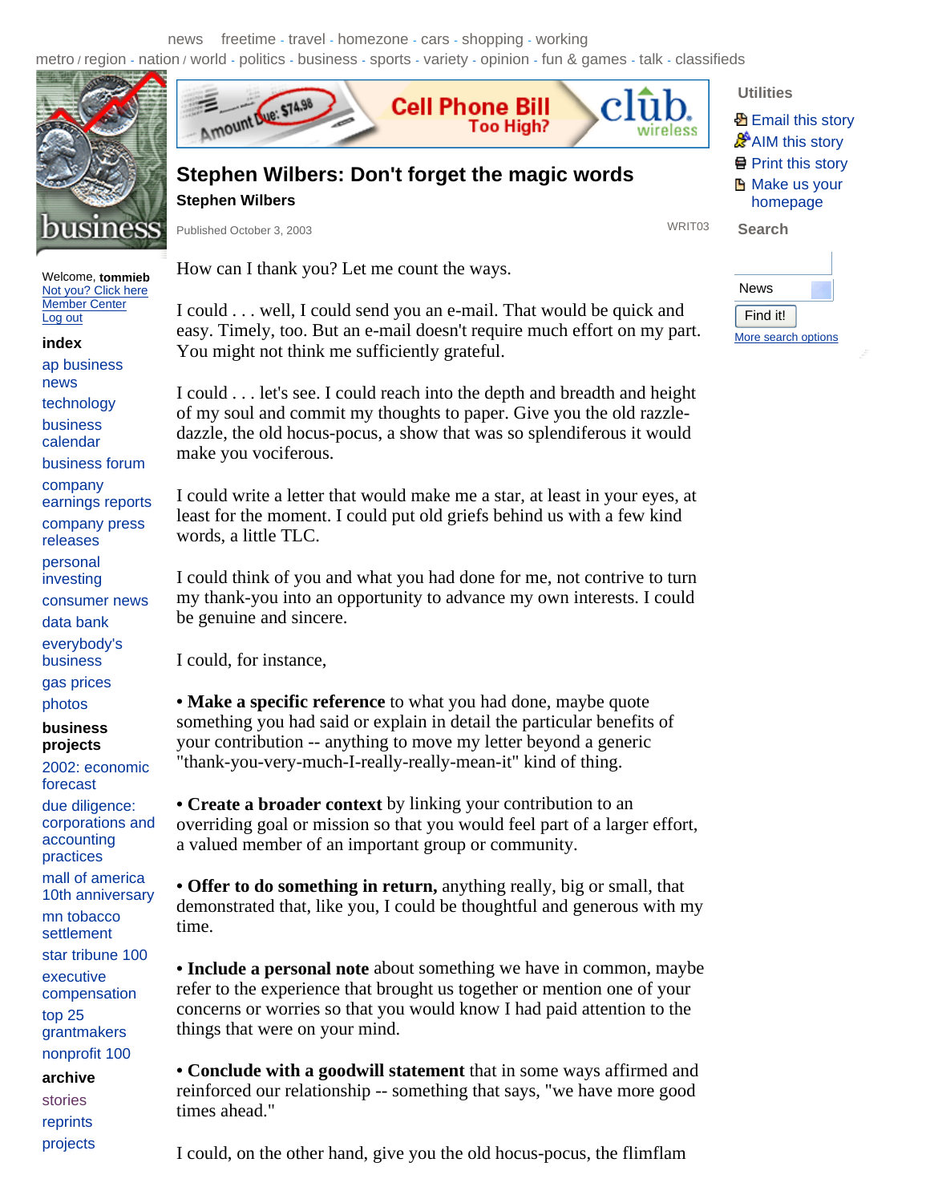# Stephen Wilbers: Don't forget the magic words

**Stephen Wilbers**

Published October 3, 2003

How can I thank you? Let me count the ways.

I could . . . well, I could send you an e-mail. That would be quick and easy. Timely, too. But an e-mail doesn't require much effort on my part. You might not think me sufficiently grateful.

I could . . . let's see. I could reach into the depth and breadth and height of my soul and commit my thoughts to paper. Give you the old razzle-dazzle, the old hocus-pocus, a show that was so splendiferous it would make you vociferous.

I could write a letter that would make me a star, at least in your eyes, at least for the moment. I could put old griefs behind us with a few kind words, a little TLC.

I could think of you and what you had done for me, not contrive to turn my thank-you into an opportunity to advance my own interests. I could be genuine and sincere.

I could, for instance,

• **Make a specific reference** to what you had done, maybe quote something you had said or explain in detail the particular benefits of your contribution -- anything to move my letter beyond a generic "thank-you-very-much-I-really-really-mean-it" kind of thing.

• **Create a broader context** by linking your contribution to an overriding goal or mission so that you would feel part of a larger effort, a valued member of an important group or community.

• **Offer to do something in return,** anything really, big or small, that demonstrated that, like you, I could be thoughtful and generous with my time.

• **Include a personal note** about something we have in common, maybe refer to the experience that brought us together or mention one of your concerns or worries so that you would know I had paid attention to the things that were on your mind.

• **Conclude with a goodwill statement** that in some ways affirmed and reinforced our relationship -- something that says, "we have more good times ahead."

I could, on the other hand, give you the old hocus-pocus, the flimflam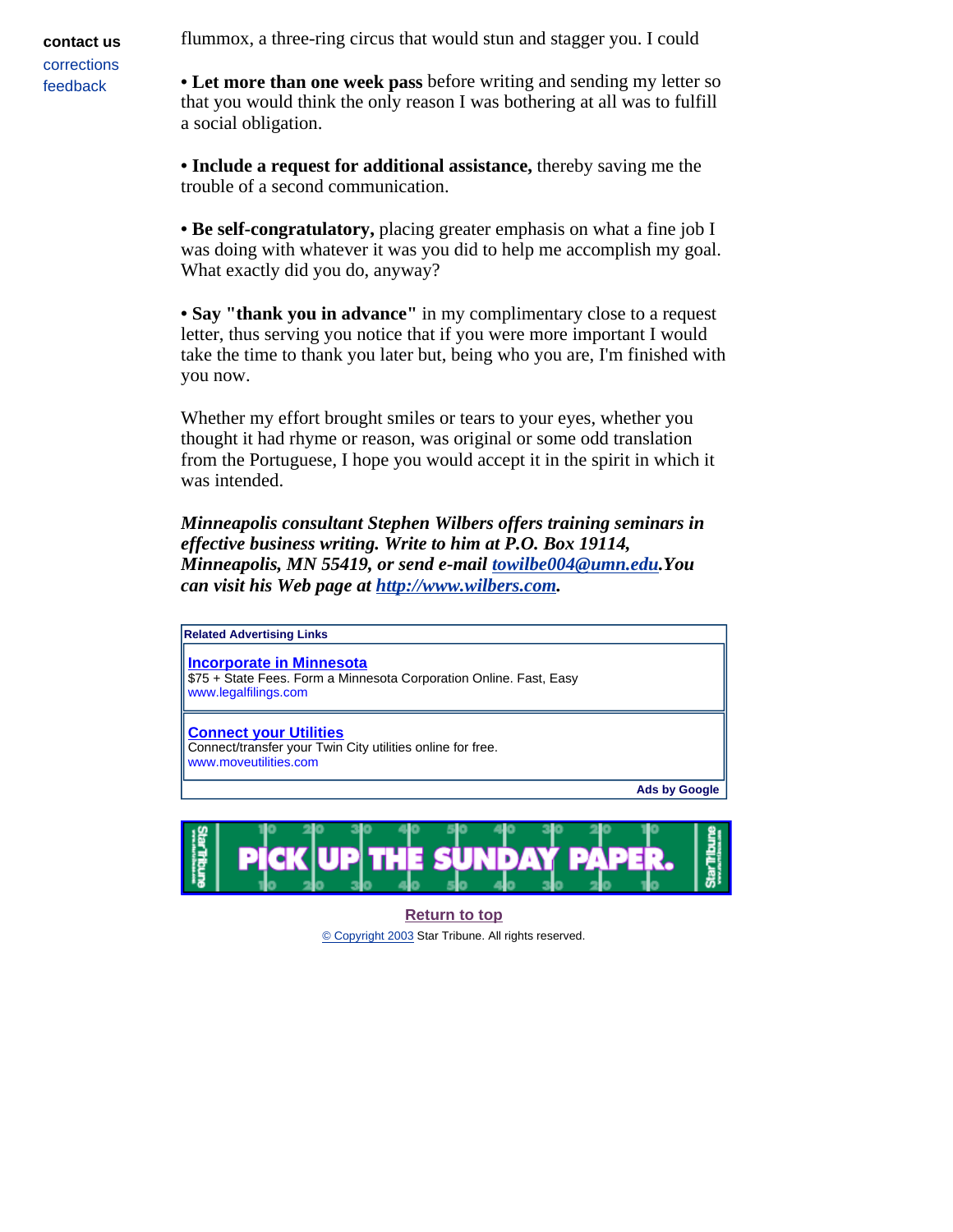flummox, a three-ring circus that would stun and stagger you. I could

- **Let more than one week pass** before writing and sending my letter so that you would think the only reason I was bothering at all was to fulfill a social obligation.

- **Include a request for additional assistance,** thereby saving me the trouble of a second communication.

- **Be self-congratulatory,** placing greater emphasis on what a fine job I was doing with whatever it was you did to help me accomplish my goal. What exactly did you do, anyway?

- **Say "thank you in advance"** in my complimentary close to a request letter, thus serving you notice that if you were more important I would take the time to thank you later but, being who you are, I'm finished with you now.

Whether my effort brought smiles or tears to your eyes, whether you thought it had rhyme or reason, was original or some odd translation from the Portuguese, I hope you would accept it in the spirit in which it was intended.

***Minneapolis consultant Stephen Wilbers offers training seminars in effective business writing. Write to him at P.O. Box 19114, Minneapolis, MN 55419, or send e-mail towilbe004@umn.edu. You can visit his Web page at http://www.wilbers.com.***